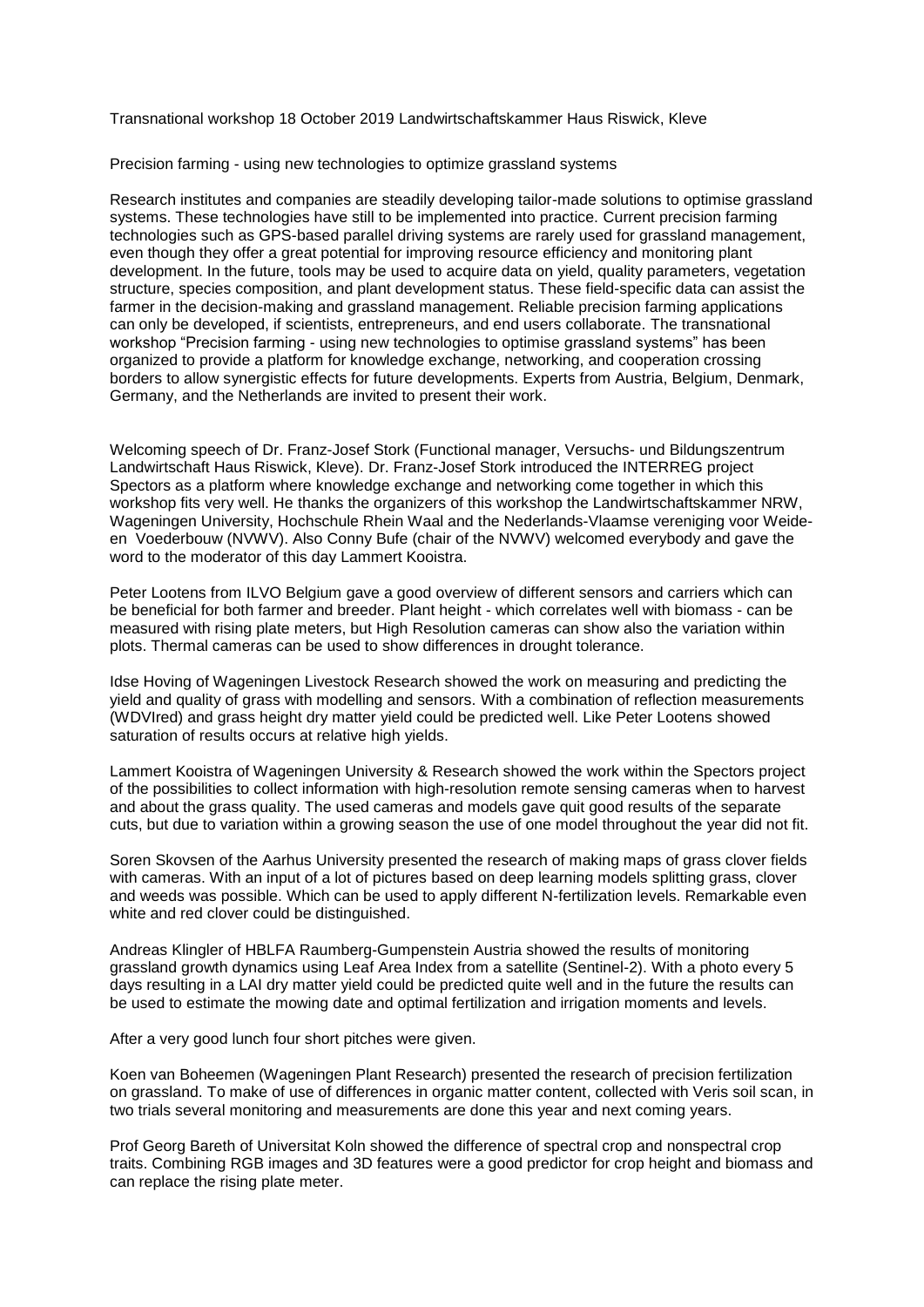Transnational workshop 18 October 2019 Landwirtschaftskammer Haus Riswick, Kleve

Precision farming - using new technologies to optimize grassland systems

Research institutes and companies are steadily developing tailor-made solutions to optimise grassland systems. These technologies have still to be implemented into practice. Current precision farming technologies such as GPS-based parallel driving systems are rarely used for grassland management, even though they offer a great potential for improving resource efficiency and monitoring plant development. In the future, tools may be used to acquire data on yield, quality parameters, vegetation structure, species composition, and plant development status. These field-specific data can assist the farmer in the decision-making and grassland management. Reliable precision farming applications can only be developed, if scientists, entrepreneurs, and end users collaborate. The transnational workshop "Precision farming - using new technologies to optimise grassland systems" has been organized to provide a platform for knowledge exchange, networking, and cooperation crossing borders to allow synergistic effects for future developments. Experts from Austria, Belgium, Denmark, Germany, and the Netherlands are invited to present their work.

Welcoming speech of Dr. Franz-Josef Stork (Functional manager, Versuchs- und Bildungszentrum Landwirtschaft Haus Riswick, Kleve). Dr. Franz-Josef Stork introduced the INTERREG project Spectors as a platform where knowledge exchange and networking come together in which this workshop fits very well. He thanks the organizers of this workshop the Landwirtschaftskammer NRW, Wageningen University, Hochschule Rhein Waal and the Nederlands-Vlaamse vereniging voor Weide- en Voederbouw (NVWV). Also Conny Bufe (chair of the NVWV) welcomed everybody and gave the word to the moderator of this day Lammert Kooistra.

Peter Lootens from ILVO Belgium gave a good overview of different sensors and carriers which can be beneficial for both farmer and breeder. Plant height - which correlates well with biomass - can be measured with rising plate meters, but High Resolution cameras can show also the variation within plots. Thermal cameras can be used to show differences in drought tolerance.

Idse Hoving of Wageningen Livestock Research showed the work on measuring and predicting the yield and quality of grass with modelling and sensors. With a combination of reflection measurements (WDVIred) and grass height dry matter yield could be predicted well. Like Peter Lootens showed saturation of results occurs at relative high yields.

Lammert Kooistra of Wageningen University & Research showed the work within the Spectors project of the possibilities to collect information with high-resolution remote sensing cameras when to harvest and about the grass quality. The used cameras and models gave quit good results of the separate cuts, but due to variation within a growing season the use of one model throughout the year did not fit.

Soren Skovsen of the Aarhus University presented the research of making maps of grass clover fields with cameras. With an input of a lot of pictures based on deep learning models splitting grass, clover and weeds was possible. Which can be used to apply different N-fertilization levels. Remarkable even white and red clover could be distinguished.

Andreas Klingler of HBLFA Raumberg-Gumpenstein Austria showed the results of monitoring grassland growth dynamics using Leaf Area Index from a satellite (Sentinel-2). With a photo every 5 days resulting in a LAI dry matter yield could be predicted quite well and in the future the results can be used to estimate the mowing date and optimal fertilization and irrigation moments and levels.

After a very good lunch four short pitches were given.

Koen van Boheemen (Wageningen Plant Research) presented the research of precision fertilization on grassland. To make of use of differences in organic matter content, collected with Veris soil scan, in two trials several monitoring and measurements are done this year and next coming years.

Prof Georg Bareth of Universitat Koln showed the difference of spectral crop and nonspectral crop traits. Combining RGB images and 3D features were a good predictor for crop height and biomass and can replace the rising plate meter.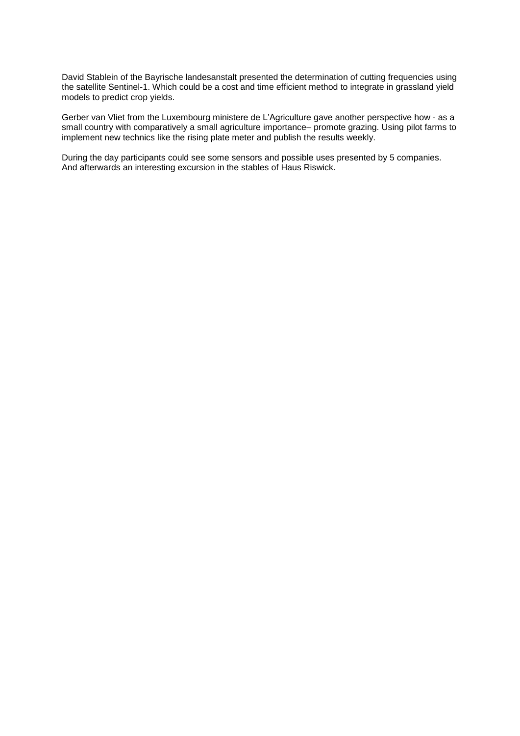David Stablein of the Bayrische landesanstalt presented the determination of cutting frequencies using the satellite Sentinel-1. Which could be a cost and time efficient method to integrate in grassland yield models to predict crop yields.

Gerber van Vliet from the Luxembourg ministere de L'Agriculture gave another perspective how - as a small country with comparatively a small agriculture importance– promote grazing. Using pilot farms to implement new technics like the rising plate meter and publish the results weekly.

During the day participants could see some sensors and possible uses presented by 5 companies. And afterwards an interesting excursion in the stables of Haus Riswick.